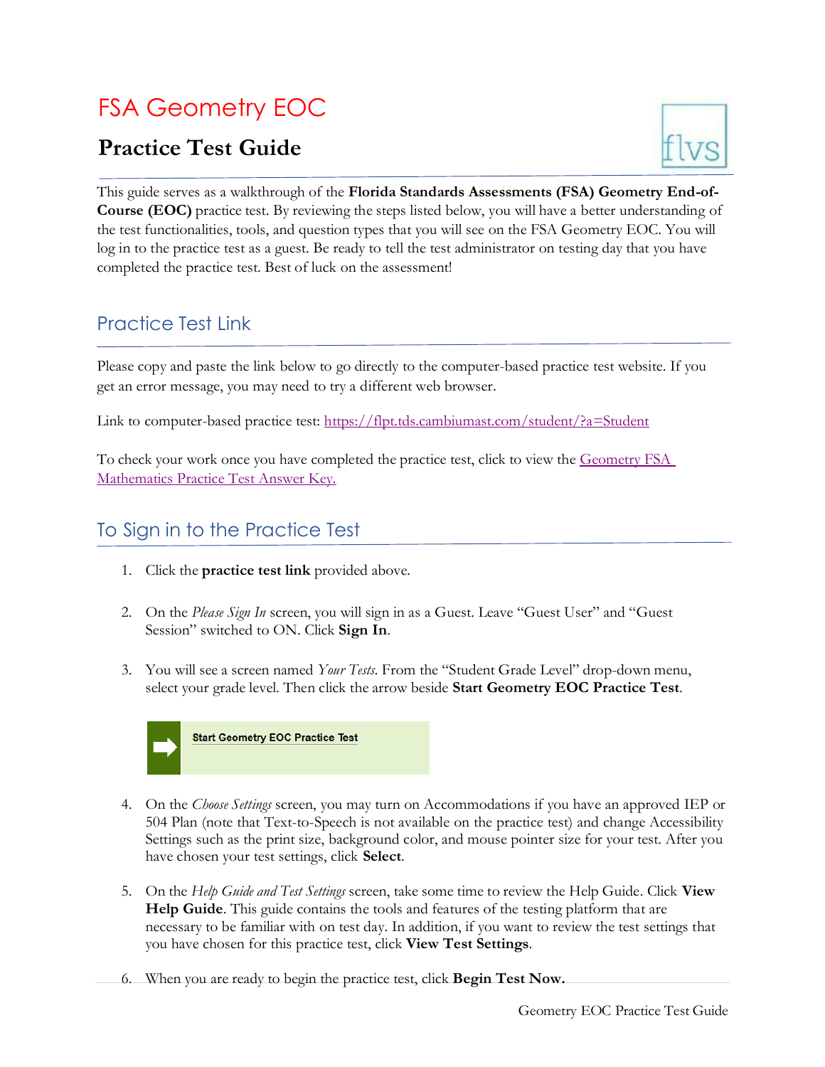# FSA Geometry EOC

## Practice Test Guide

This guide serves as a walkthrough of the **Florida Standards Assessments (FSA) Geometry End-of-Course (EOC)** practice test. By reviewing the steps listed below, you will have a better understanding of the test functionalities, tools, and question types that you will see on the FSA Geometry EOC. You will log in to the practice test as a guest. Be ready to tell the test administrator on testing day that you have completed the practice test. Best of luck on the assessment!

## Practice Test Link

Please copy and paste the link below to go directly to the computer-based practice test website. If you get an error message, you may need to try a different web browser.

Link to computer-based practice test: https://flpt.tds.cambiumast.com/student/?a=Student

To check your work once you have completed the practice test, click to view the Geometry FSA Mathematics Practice Test Answer Key.

## To Sign in to the Practice Test

1. Click the **practice test link** provided above.

2. On the *Please Sign In* screen, you will sign in as a Guest. Leave "Guest User" and "Guest Session" switched to ON. Click **Sign In**.

3. You will see a screen named *Your Tests*. From the "Student Grade Level" drop-down menu, select your grade level. Then click the arrow beside **Start Geometry EOC Practice Test**.

   Start Geometry EOC Practice Test

4. On the *Choose Settings* screen, you may turn on Accommodations if you have an approved IEP or 504 Plan (note that Text-to-Speech is not available on the practice test) and change Accessibility Settings such as the print size, background color, and mouse pointer size for your test. After you have chosen your test settings, click **Select**.

5. On the *Help Guide and Test Settings* screen, take some time to review the Help Guide. Click **View Help Guide**. This guide contains the tools and features of the testing platform that are necessary to be familiar with on test day. In addition, if you want to review the test settings that you have chosen for this practice test, click **View Test Settings**.

6. When you are ready to begin the practice test, click **Begin Test Now.**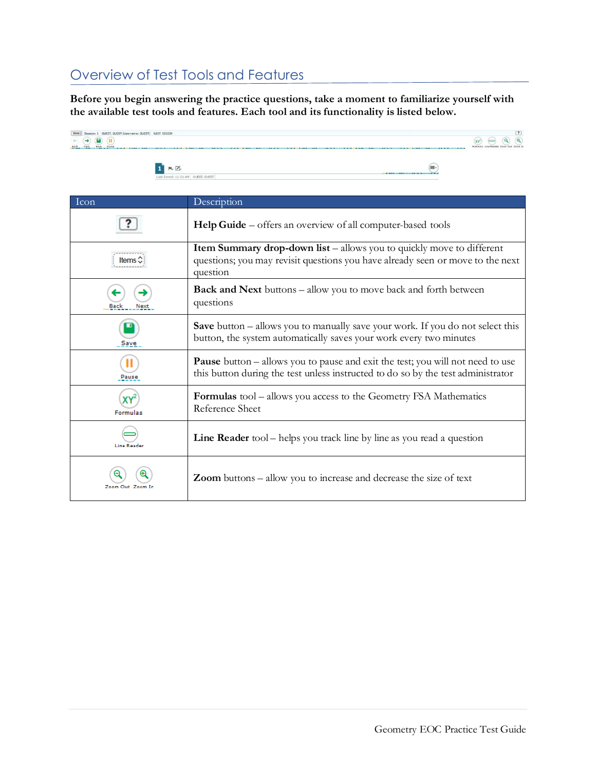## Overview of Test Tools and Features

**Before you begin answering the practice questions, take a moment to familiarize yourself with the available test tools and features. Each tool and its functionality is listed below.**

| Icon | Description |
| --- | --- |
| ? | **Help Guide** – offers an overview of all computer-based tools |
| Items | **Item Summary drop-down list** – allows you to quickly move to different questions; you may revisit questions you have already seen or move to the next question |
| Back Next | **Back and Next** buttons – allow you to move back and forth between questions |
| Save | **Save** button – allows you to manually save your work. If you do not select this button, the system automatically saves your work every two minutes |
| Pause | **Pause** button – allows you to pause and exit the test; you will not need to use this button during the test unless instructed to do so by the test administrator |
| Formulas | **Formulas** tool – allows you access to the Geometry FSA Mathematics Reference Sheet |
| Line Reader | **Line Reader** tool – helps you track line by line as you read a question |
| Zoom Out Zoom In | **Zoom** buttons – allow you to increase and decrease the size of text |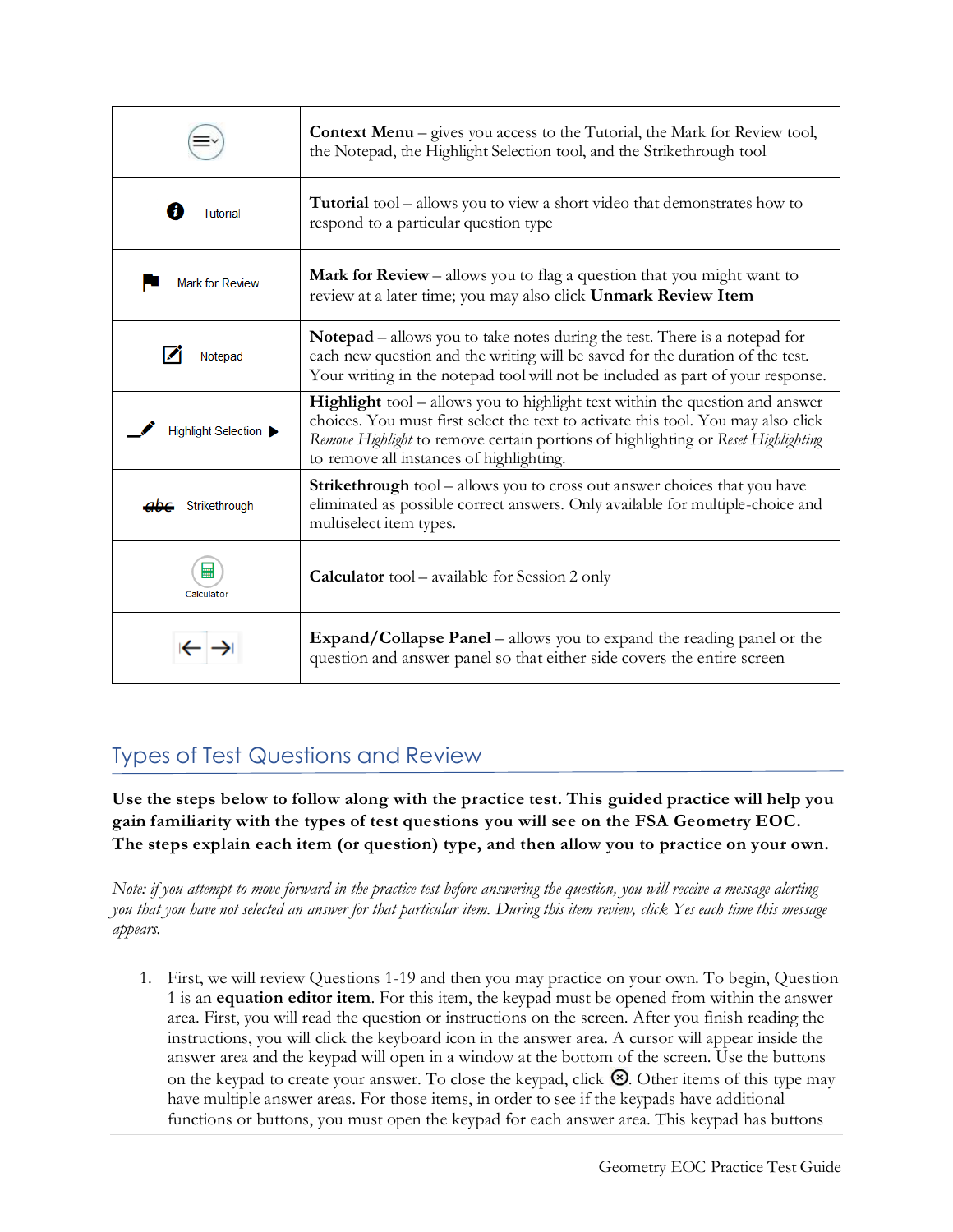| | |
|---|---|
| | **Context Menu** – gives you access to the Tutorial, the Mark for Review tool, the Notepad, the Highlight Selection tool, and the Strikethrough tool |
| Tutorial | **Tutorial** tool – allows you to view a short video that demonstrates how to respond to a particular question type |
| Mark for Review | **Mark for Review** – allows you to flag a question that you might want to review at a later time; you may also click **Unmark Review Item** |
| Notepad | **Notepad** – allows you to take notes during the test. There is a notepad for each new question and the writing will be saved for the duration of the test. Your writing in the notepad tool will not be included as part of your response. |
| Highlight Selection | **Highlight** tool – allows you to highlight text within the question and answer choices. You must first select the text to activate this tool. You may also click *Remove Highlight* to remove certain portions of highlighting or *Reset Highlighting* to remove all instances of highlighting. |
| Strikethrough | **Strikethrough** tool – allows you to cross out answer choices that you have eliminated as possible correct answers. Only available for multiple-choice and multiselect item types. |
| Calculator | **Calculator** tool – available for Session 2 only |
| | **Expand/Collapse Panel** – allows you to expand the reading panel or the question and answer panel so that either side covers the entire screen |

## Types of Test Questions and Review

**Use the steps below to follow along with the practice test. This guided practice will help you gain familiarity with the types of test questions you will see on the FSA Geometry EOC. The steps explain each item (or question) type, and then allow you to practice on your own.**

*Note: if you attempt to move forward in the practice test before answering the question, you will receive a message alerting you that you have not selected an answer for that particular item. During this item review, click Yes each time this message appears.*

1. First, we will review Questions 1-19 and then you may practice on your own. To begin, Question 1 is an **equation editor item**. For this item, the keypad must be opened from within the answer area. First, you will read the question or instructions on the screen. After you finish reading the instructions, you will click the keyboard icon in the answer area. A cursor will appear inside the answer area and the keypad will open in a window at the bottom of the screen. Use the buttons on the keypad to create your answer. To close the keypad, click ⊗. Other items of this type may have multiple answer areas. For those items, in order to see if the keypads have additional functions or buttons, you must open the keypad for each answer area. This keypad has buttons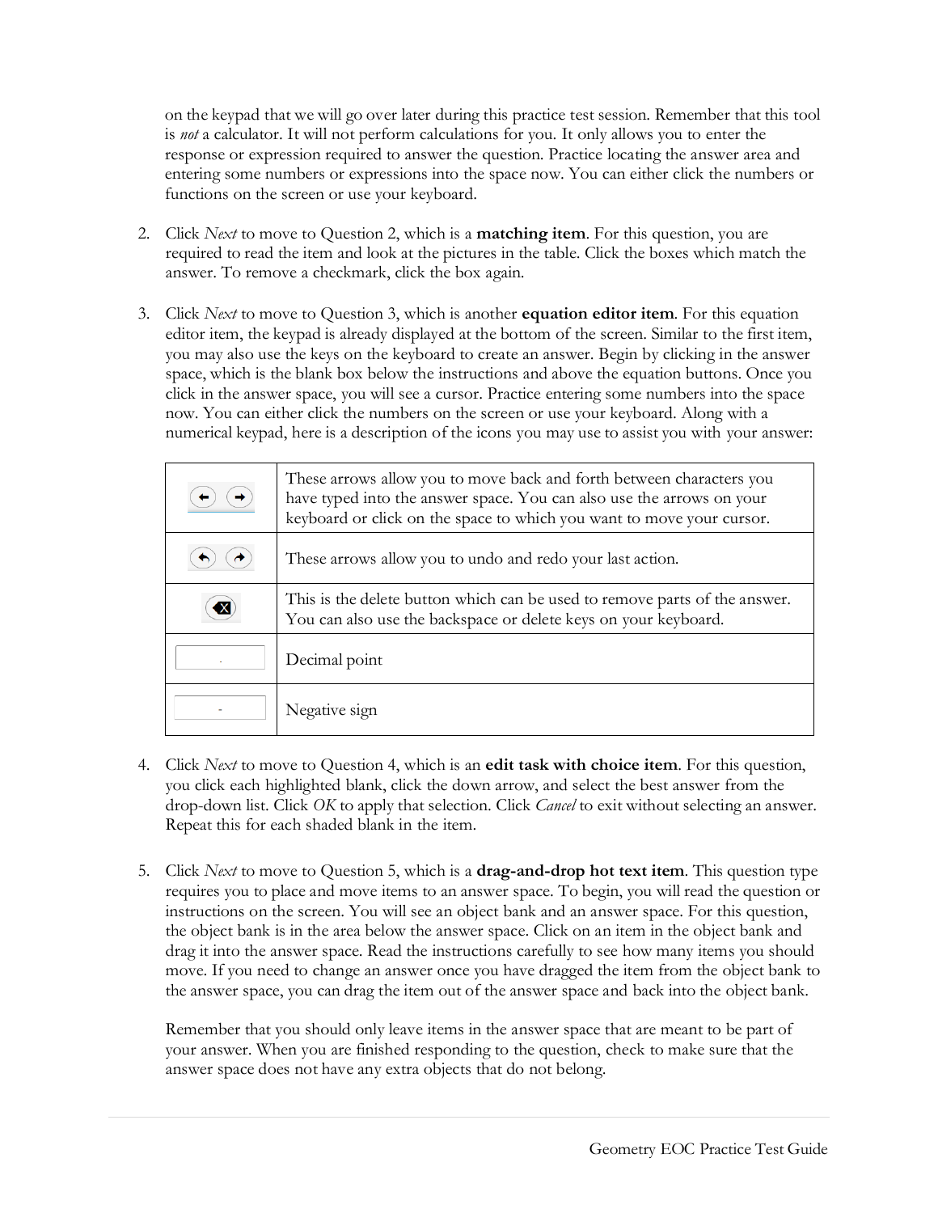on the keypad that we will go over later during this practice test session. Remember that this tool is *not* a calculator. It will not perform calculations for you. It only allows you to enter the response or expression required to answer the question. Practice locating the answer area and entering some numbers or expressions into the space now. You can either click the numbers or functions on the screen or use your keyboard.

2. Click *Next* to move to Question 2, which is a **matching item**. For this question, you are required to read the item and look at the pictures in the table. Click the boxes which match the answer. To remove a checkmark, click the box again.

3. Click *Next* to move to Question 3, which is another **equation editor item**. For this equation editor item, the keypad is already displayed at the bottom of the screen. Similar to the first item, you may also use the keys on the keyboard to create an answer. Begin by clicking in the answer space, which is the blank box below the instructions and above the equation buttons. Once you click in the answer space, you will see a cursor. Practice entering some numbers into the space now. You can either click the numbers on the screen or use your keyboard. Along with a numerical keypad, here is a description of the icons you may use to assist you with your answer:

| Icon | Description |
|---|---|
| ← → | These arrows allow you to move back and forth between characters you have typed into the answer space. You can also use the arrows on your keyboard or click on the space to which you want to move your cursor. |
| ↶ ↷ | These arrows allow you to undo and redo your last action. |
| ⌫ | This is the delete button which can be used to remove parts of the answer. You can also use the backspace or delete keys on your keyboard. |
| . | Decimal point |
| - | Negative sign |

4. Click *Next* to move to Question 4, which is an **edit task with choice item**. For this question, you click each highlighted blank, click the down arrow, and select the best answer from the drop-down list. Click *OK* to apply that selection. Click *Cancel* to exit without selecting an answer. Repeat this for each shaded blank in the item.

5. Click *Next* to move to Question 5, which is a **drag-and-drop hot text item**. This question type requires you to place and move items to an answer space. To begin, you will read the question or instructions on the screen. You will see an object bank and an answer space. For this question, the object bank is in the area below the answer space. Click on an item in the object bank and drag it into the answer space. Read the instructions carefully to see how many items you should move. If you need to change an answer once you have dragged the item from the object bank to the answer space, you can drag the item out of the answer space and back into the object bank.

   Remember that you should only leave items in the answer space that are meant to be part of your answer. When you are finished responding to the question, check to make sure that the answer space does not have any extra objects that do not belong.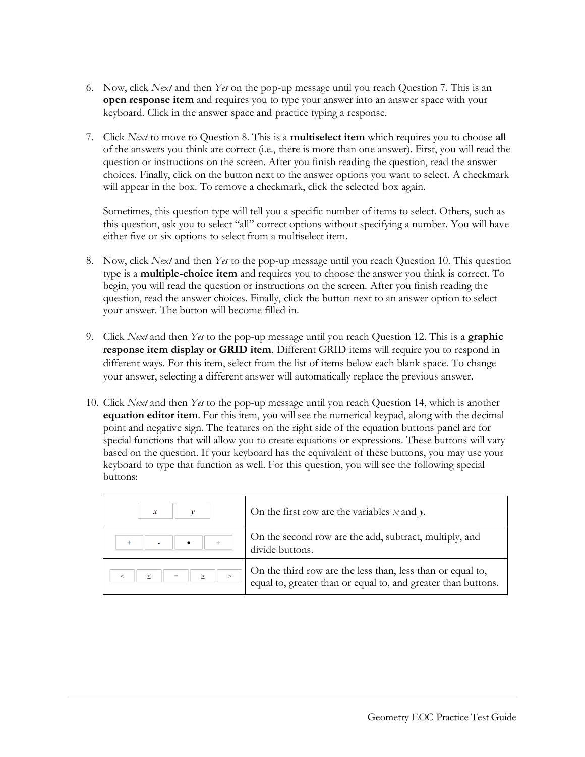6. Now, click *Next* and then *Yes* on the pop-up message until you reach Question 7. This is an **open response item** and requires you to type your answer into an answer space with your keyboard. Click in the answer space and practice typing a response.

7. Click *Next* to move to Question 8. This is a **multiselect item** which requires you to choose **all** of the answers you think are correct (i.e., there is more than one answer). First, you will read the question or instructions on the screen. After you finish reading the question, read the answer choices. Finally, click on the button next to the answer options you want to select. A checkmark will appear in the box. To remove a checkmark, click the selected box again.

   Sometimes, this question type will tell you a specific number of items to select. Others, such as this question, ask you to select "all" correct options without specifying a number. You will have either five or six options to select from a multiselect item.

8. Now, click *Next* and then *Yes* to the pop-up message until you reach Question 10. This question type is a **multiple-choice item** and requires you to choose the answer you think is correct. To begin, you will read the question or instructions on the screen. After you finish reading the question, read the answer choices. Finally, click the button next to an answer option to select your answer. The button will become filled in.

9. Click *Next* and then *Yes* to the pop-up message until you reach Question 12. This is a **graphic response item display or GRID item**. Different GRID items will require you to respond in different ways. For this item, select from the list of items below each blank space. To change your answer, selecting a different answer will automatically replace the previous answer.

10. Click *Next* and then *Yes* to the pop-up message until you reach Question 14, which is another **equation editor item**. For this item, you will see the numerical keypad, along with the decimal point and negative sign. The features on the right side of the equation buttons panel are for special functions that will allow you to create equations or expressions. These buttons will vary based on the question. If your keyboard has the equivalent of these buttons, you may use your keyboard to type that function as well. For this question, you will see the following special buttons:

| | |
|---|---|
| $x$ $y$ | On the first row are the variables $x$ and $y$. |
| + - • ÷ | On the second row are the add, subtract, multiply, and divide buttons. |
| < ≤ = ≥ > | On the third row are the less than, less than or equal to, equal to, greater than or equal to, and greater than buttons. |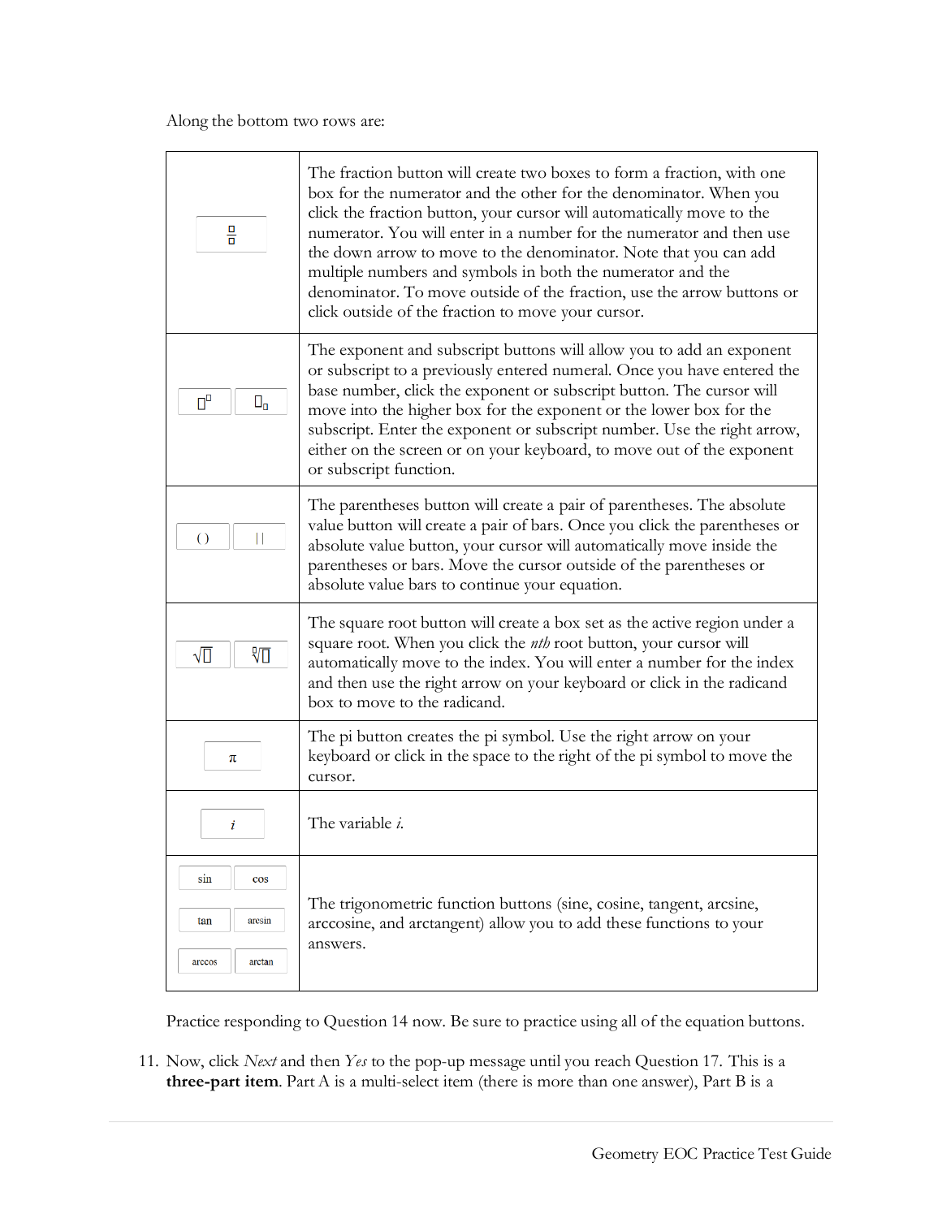Along the bottom two rows are:

| Button | Description |
|---|---|
| $\frac{\square}{\square}$ | The fraction button will create two boxes to form a fraction, with one box for the numerator and the other for the denominator. When you click the fraction button, your cursor will automatically move to the numerator. You will enter in a number for the numerator and then use the down arrow to move to the denominator. Note that you can add multiple numbers and symbols in both the numerator and the denominator. To move outside of the fraction, use the arrow buttons or click outside of the fraction to move your cursor. |
| $\square^{\square}$ $\square_{\square}$ | The exponent and subscript buttons will allow you to add an exponent or subscript to a previously entered numeral. Once you have entered the base number, click the exponent or subscript button. The cursor will move into the higher box for the exponent or the lower box for the subscript. Enter the exponent or subscript number. Use the right arrow, either on the screen or on your keyboard, to move out of the exponent or subscript function. |
| ( ) &#124; &#124; | The parentheses button will create a pair of parentheses. The absolute value button will create a pair of bars. Once you click the parentheses or absolute value button, your cursor will automatically move inside the parentheses or bars. Move the cursor outside of the parentheses or absolute value bars to continue your equation. |
| $\sqrt{\square}$ $\sqrt[\square]{\square}$ | The square root button will create a box set as the active region under a square root. When you click the *nth* root button, your cursor will automatically move to the index. You will enter a number for the index and then use the right arrow on your keyboard or click in the radicand box to move to the radicand. |
| $\pi$ | The pi button creates the pi symbol. Use the right arrow on your keyboard or click in the space to the right of the pi symbol to move the cursor. |
| $i$ | The variable *i*. |
| sin cos tan arcsin arccos arctan | The trigonometric function buttons (sine, cosine, tangent, arcsine, arccosine, and arctangent) allow you to add these functions to your answers. |

Practice responding to Question 14 now. Be sure to practice using all of the equation buttons.

11. Now, click *Next* and then *Yes* to the pop-up message until you reach Question 17. This is a **three-part item**. Part A is a multi-select item (there is more than one answer), Part B is a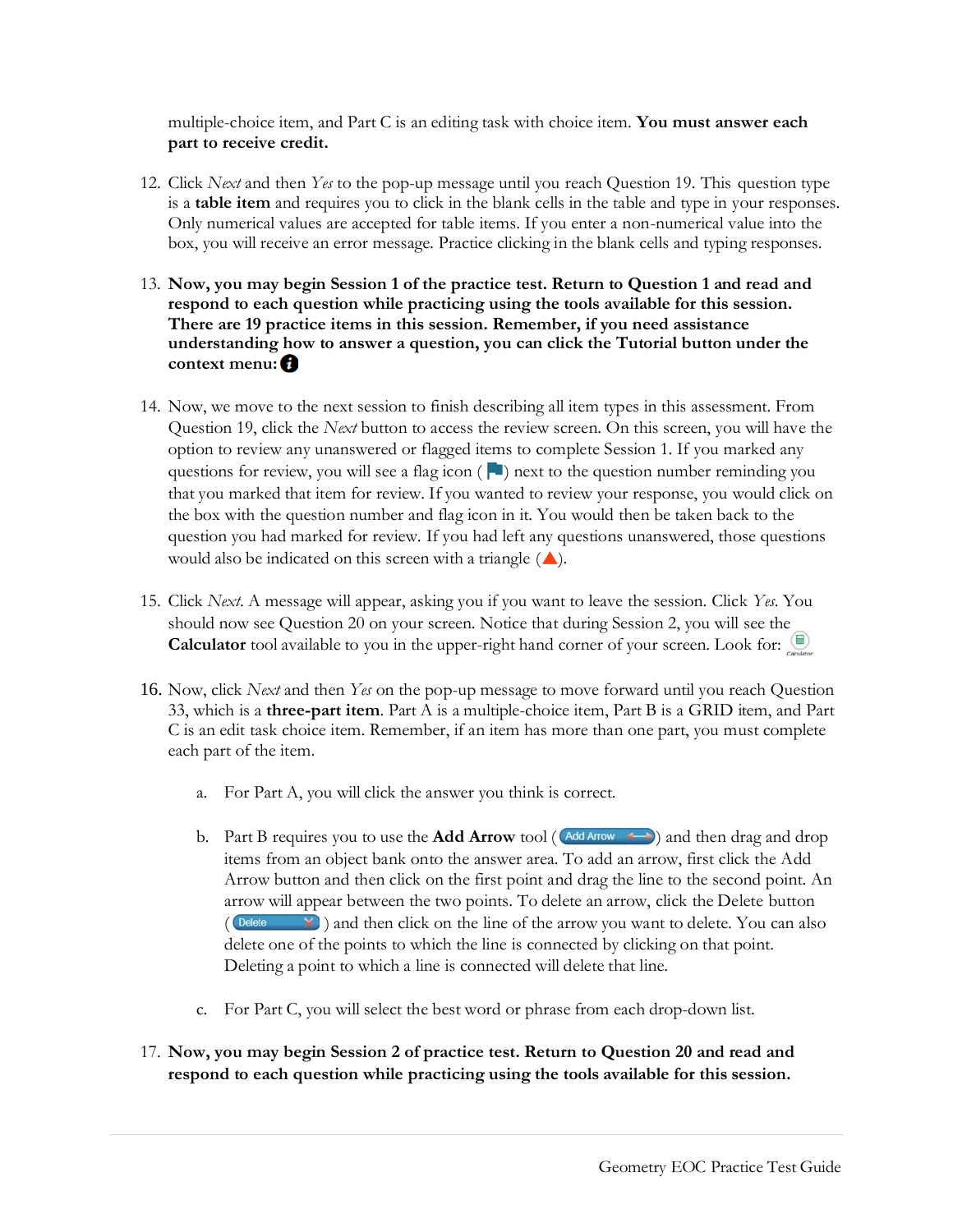multiple-choice item, and Part C is an editing task with choice item. **You must answer each part to receive credit.**

12. Click *Next* and then *Yes* to the pop-up message until you reach Question 19. This question type is a **table item** and requires you to click in the blank cells in the table and type in your responses. Only numerical values are accepted for table items. If you enter a non-numerical value into the box, you will receive an error message. Practice clicking in the blank cells and typing responses.

13. **Now, you may begin Session 1 of the practice test. Return to Question 1 and read and respond to each question while practicing using the tools available for this session. There are 19 practice items in this session. Remember, if you need assistance understanding how to answer a question, you can click the Tutorial button under the context menu:**

14. Now, we move to the next session to finish describing all item types in this assessment. From Question 19, click the *Next* button to access the review screen. On this screen, you will have the option to review any unanswered or flagged items to complete Session 1. If you marked any questions for review, you will see a flag icon ( ) next to the question number reminding you that you marked that item for review. If you wanted to review your response, you would click on the box with the question number and flag icon in it. You would then be taken back to the question you had marked for review. If you had left any questions unanswered, those questions would also be indicated on this screen with a triangle ( ).

15. Click *Next*. A message will appear, asking you if you want to leave the session. Click *Yes*. You should now see Question 20 on your screen. Notice that during Session 2, you will see the **Calculator** tool available to you in the upper-right hand corner of your screen. Look for:

16. Now, click *Next* and then *Yes* on the pop-up message to move forward until you reach Question 33, which is a **three-part item**. Part A is a multiple-choice item, Part B is a GRID item, and Part C is an edit task choice item. Remember, if an item has more than one part, you must complete each part of the item.

    a. For Part A, you will click the answer you think is correct.

    b. Part B requires you to use the **Add Arrow** tool ( Add Arrow ) and then drag and drop items from an object bank onto the answer area. To add an arrow, first click the Add Arrow button and then click on the first point and drag the line to the second point. An arrow will appear between the two points. To delete an arrow, click the Delete button ( Delete ) and then click on the line of the arrow you want to delete. You can also delete one of the points to which the line is connected by clicking on that point. Deleting a point to which a line is connected will delete that line.

    c. For Part C, you will select the best word or phrase from each drop-down list.

17. **Now, you may begin Session 2 of practice test. Return to Question 20 and read and respond to each question while practicing using the tools available for this session.**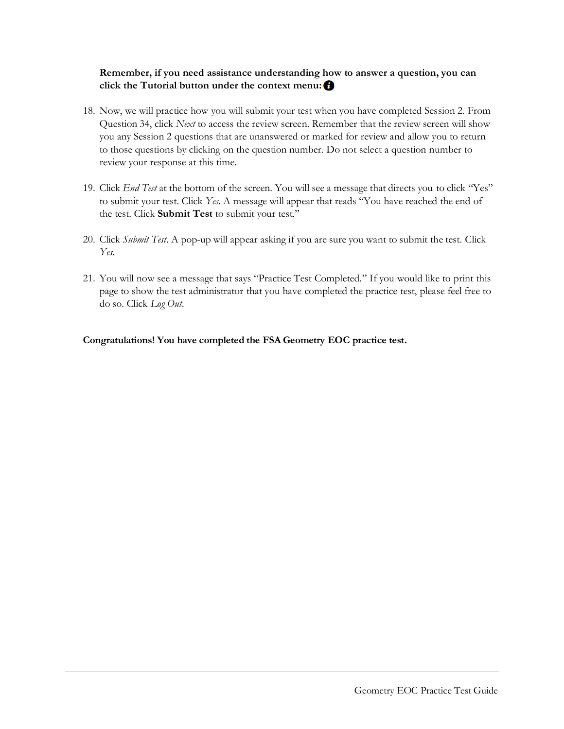**Remember, if you need assistance understanding how to answer a question, you can click the Tutorial button under the context menu:**

18. Now, we will practice how you will submit your test when you have completed Session 2. From Question 34, click *Next* to access the review screen. Remember that the review screen will show you any Session 2 questions that are unanswered or marked for review and allow you to return to those questions by clicking on the question number. Do not select a question number to review your response at this time.

19. Click *End Test* at the bottom of the screen. You will see a message that directs you to click "Yes" to submit your test. Click *Yes*. A message will appear that reads "You have reached the end of the test. Click **Submit Test** to submit your test."

20. Click *Submit Test*. A pop-up will appear asking if you are sure you want to submit the test. Click *Yes*.

21. You will now see a message that says "Practice Test Completed." If you would like to print this page to show the test administrator that you have completed the practice test, please feel free to do so. Click *Log Out*.

**Congratulations! You have completed the FSA Geometry EOC practice test.**